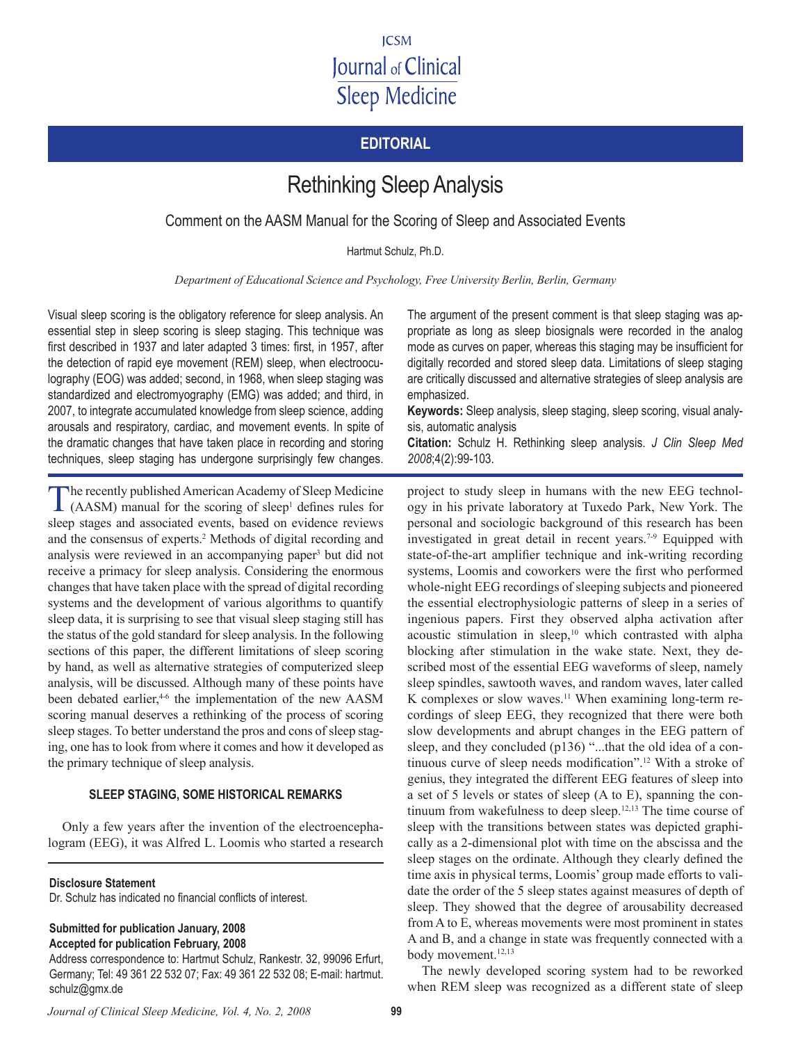# Rethinking Sleep Analysis

## Comment on the AASM Manual for the Scoring of Sleep and Associated Events

Hartmut Schulz, Ph.D.

*Department of Educational Science and Psychology, Free University Berlin, Berlin, Germany*

Visual sleep scoring is the obligatory reference for sleep analysis. An essential step in sleep scoring is sleep staging. This technique was first described in 1937 and later adapted 3 times: first, in 1957, after the detection of rapid eye movement (REM) sleep, when electrooculography (EOG) was added; second, in 1968, when sleep staging was standardized and electromyography (EMG) was added; and third, in 2007, to integrate accumulated knowledge from sleep science, adding arousals and respiratory, cardiac, and movement events. In spite of the dramatic changes that have taken place in recording and storing techniques, sleep staging has undergone surprisingly few changes. The argument of the present comment is that sleep staging was appropriate as long as sleep biosignals were recorded in the analog mode as curves on paper, whereas this staging may be insufficient for digitally recorded and stored sleep data. Limitations of sleep staging are critically discussed and alternative strategies of sleep analysis are emphasized.

**Keywords:** Sleep analysis, sleep staging, sleep scoring, visual analysis, automatic analysis

**Citation:** Schulz H. Rethinking sleep analysis. *J Clin Sleep Med 2008*;4(2):99-103.

The recently published American Academy of Sleep Medicine (AASM) manual for the scoring of sleep[1] defines rules for sleep stages and associated events, based on evidence reviews and the consensus of experts.[2] Methods of digital recording and analysis were reviewed in an accompanying paper[3] but did not receive a primacy for sleep analysis. Considering the enormous changes that have taken place with the spread of digital recording systems and the development of various algorithms to quantify sleep data, it is surprising to see that visual sleep staging still has the status of the gold standard for sleep analysis. In the following sections of this paper, the different limitations of sleep scoring by hand, as well as alternative strategies of computerized sleep analysis, will be discussed. Although many of these points have been debated earlier,[4-6] the implementation of the new AASM scoring manual deserves a rethinking of the process of scoring sleep stages. To better understand the pros and cons of sleep staging, one has to look from where it comes and how it developed as the primary technique of sleep analysis.

### SLEEP STAGING, SOME HISTORICAL REMARKS

Only a few years after the invention of the electroencephalogram (EEG), it was Alfred L. Loomis who started a research project to study sleep in humans with the new EEG technology in his private laboratory at Tuxedo Park, New York. The personal and sociologic background of this research has been investigated in great detail in recent years.[7-9] Equipped with state-of-the-art amplifier technique and ink-writing recording systems, Loomis and coworkers were the first who performed whole-night EEG recordings of sleeping subjects and pioneered the essential electrophysiologic patterns of sleep in a series of ingenious papers. First they observed alpha activation after acoustic stimulation in sleep,[10] which contrasted with alpha blocking after stimulation in the wake state. Next, they described most of the essential EEG waveforms of sleep, namely sleep spindles, sawtooth waves, and random waves, later called K complexes or slow waves.[11] When examining long-term recordings of sleep EEG, they recognized that there were both slow developments and abrupt changes in the EEG pattern of sleep, and they concluded (p136) "...that the old idea of a continuous curve of sleep needs modification".[12] With a stroke of genius, they integrated the different EEG features of sleep into a set of 5 levels or states of sleep (A to E), spanning the continuum from wakefulness to deep sleep.[12,13] The time course of sleep with the transitions between states was depicted graphically as a 2-dimensional plot with time on the abscissa and the sleep stages on the ordinate. Although they clearly defined the time axis in physical terms, Loomis' group made efforts to validate the order of the 5 sleep states against measures of depth of sleep. They showed that the degree of arousability decreased from A to E, whereas movements were most prominent in states A and B, and a change in state was frequently connected with a body movement.[12,13]

The newly developed scoring system had to be reworked when REM sleep was recognized as a different state of sleep

**Disclosure Statement**
Dr. Schulz has indicated no financial conflicts of interest.

**Submitted for publication January, 2008**
**Accepted for publication February, 2008**
Address correspondence to: Hartmut Schulz, Rankestr. 32, 99096 Erfurt, Germany; Tel: 49 361 22 532 07; Fax: 49 361 22 532 08; E-mail: hartmut.schulz@gmx.de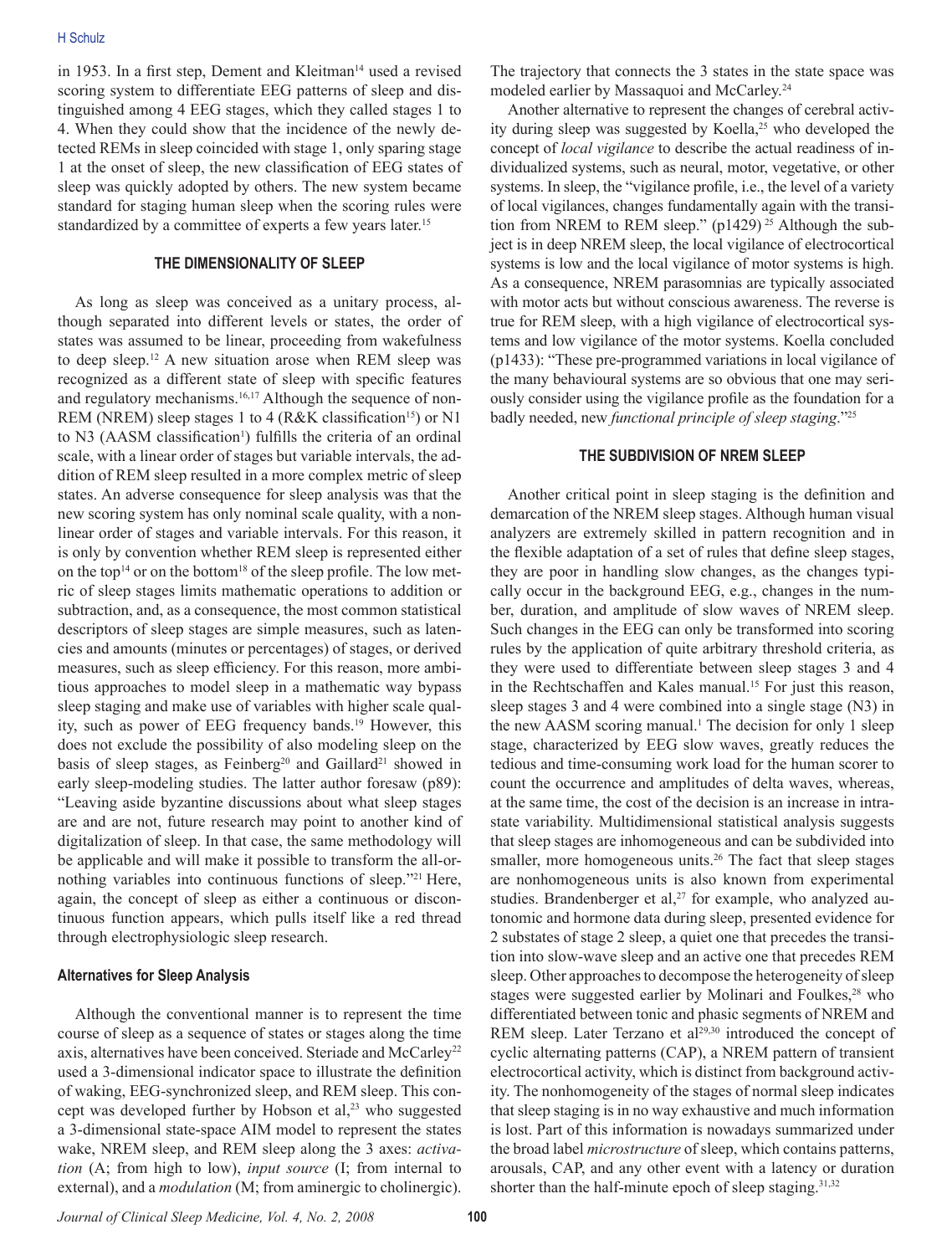in 1953. In a first step, Dement and Kleitman[14] used a revised scoring system to differentiate EEG patterns of sleep and distinguished among 4 EEG stages, which they called stages 1 to 4. When they could show that the incidence of the newly detected REMs in sleep coincided with stage 1, only sparing stage 1 at the onset of sleep, the new classification of EEG states of sleep was quickly adopted by others. The new system became standard for staging human sleep when the scoring rules were standardized by a committee of experts a few years later.[15]

## THE DIMENSIONALITY OF SLEEP

As long as sleep was conceived as a unitary process, although separated into different levels or states, the order of states was assumed to be linear, proceeding from wakefulness to deep sleep.[12] A new situation arose when REM sleep was recognized as a different state of sleep with specific features and regulatory mechanisms.[16,17] Although the sequence of non-REM (NREM) sleep stages 1 to 4 (R&K classification[15]) or N1 to N3 (AASM classification[1]) fulfills the criteria of an ordinal scale, with a linear order of stages but variable intervals, the addition of REM sleep resulted in a more complex metric of sleep states. An adverse consequence for sleep analysis was that the new scoring system has only nominal scale quality, with a nonlinear order of stages and variable intervals. For this reason, it is only by convention whether REM sleep is represented either on the top[14] or on the bottom[18] of the sleep profile. The low metric of sleep stages limits mathematic operations to addition or subtraction, and, as a consequence, the most common statistical descriptors of sleep stages are simple measures, such as latencies and amounts (minutes or percentages) of stages, or derived measures, such as sleep efficiency. For this reason, more ambitious approaches to model sleep in a mathematic way bypass sleep staging and make use of variables with higher scale quality, such as power of EEG frequency bands.[19] However, this does not exclude the possibility of also modeling sleep on the basis of sleep stages, as Feinberg[20] and Gaillard[21] showed in early sleep-modeling studies. The latter author foresaw (p89): "Leaving aside byzantine discussions about what sleep stages are and are not, future research may point to another kind of digitalization of sleep. In that case, the same methodology will be applicable and will make it possible to transform the all-or-nothing variables into continuous functions of sleep."[21] Here, again, the concept of sleep as either a continuous or discontinuous function appears, which pulls itself like a red thread through electrophysiologic sleep research.

### Alternatives for Sleep Analysis

Although the conventional manner is to represent the time course of sleep as a sequence of states or stages along the time axis, alternatives have been conceived. Steriade and McCarley[22] used a 3-dimensional indicator space to illustrate the definition of waking, EEG-synchronized sleep, and REM sleep. This concept was developed further by Hobson et al,[23] who suggested a 3-dimensional state-space AIM model to represent the states wake, NREM sleep, and REM sleep along the 3 axes: *activation* (A; from high to low), *input source* (I; from internal to external), and a *modulation* (M; from aminergic to cholinergic). The trajectory that connects the 3 states in the state space was modeled earlier by Massaquoi and McCarley.[24]

Another alternative to represent the changes of cerebral activity during sleep was suggested by Koella,[25] who developed the concept of *local vigilance* to describe the actual readiness of individualized systems, such as neural, motor, vegetative, or other systems. In sleep, the "vigilance profile, i.e., the level of a variety of local vigilances, changes fundamentally again with the transition from NREM to REM sleep." (p1429)[25] Although the subject is in deep NREM sleep, the local vigilance of electrocortical systems is low and the local vigilance of motor systems is high. As a consequence, NREM parasomnias are typically associated with motor acts but without conscious awareness. The reverse is true for REM sleep, with a high vigilance of electrocortical systems and low vigilance of the motor systems. Koella concluded (p1433): "These pre-programmed variations in local vigilance of the many behavioural systems are so obvious that one may seriously consider using the vigilance profile as the foundation for a badly needed, new *functional principle of sleep staging*."[25]

## THE SUBDIVISION OF NREM SLEEP

Another critical point in sleep staging is the definition and demarcation of the NREM sleep stages. Although human visual analyzers are extremely skilled in pattern recognition and in the flexible adaptation of a set of rules that define sleep stages, they are poor in handling slow changes, as the changes typically occur in the background EEG, e.g., changes in the number, duration, and amplitude of slow waves of NREM sleep. Such changes in the EEG can only be transformed into scoring rules by the application of quite arbitrary threshold criteria, as they were used to differentiate between sleep stages 3 and 4 in the Rechtschaffen and Kales manual.[15] For just this reason, sleep stages 3 and 4 were combined into a single stage (N3) in the new AASM scoring manual.[1] The decision for only 1 sleep stage, characterized by EEG slow waves, greatly reduces the tedious and time-consuming work load for the human scorer to count the occurrence and amplitudes of delta waves, whereas, at the same time, the cost of the decision is an increase in intrastate variability. Multidimensional statistical analysis suggests that sleep stages are inhomogeneous and can be subdivided into smaller, more homogeneous units.[26] The fact that sleep stages are nonhomogeneous units is also known from experimental studies. Brandenberger et al,[27] for example, who analyzed autonomic and hormone data during sleep, presented evidence for 2 substates of stage 2 sleep, a quiet one that precedes the transition into slow-wave sleep and an active one that precedes REM sleep. Other approaches to decompose the heterogeneity of sleep stages were suggested earlier by Molinari and Foulkes,[28] who differentiated between tonic and phasic segments of NREM and REM sleep. Later Terzano et al[29,30] introduced the concept of cyclic alternating patterns (CAP), a NREM pattern of transient electrocortical activity, which is distinct from background activity. The nonhomogeneity of the stages of normal sleep indicates that sleep staging is in no way exhaustive and much information is lost. Part of this information is nowadays summarized under the broad label *microstructure* of sleep, which contains patterns, arousals, CAP, and any other event with a latency or duration shorter than the half-minute epoch of sleep staging.[31,32]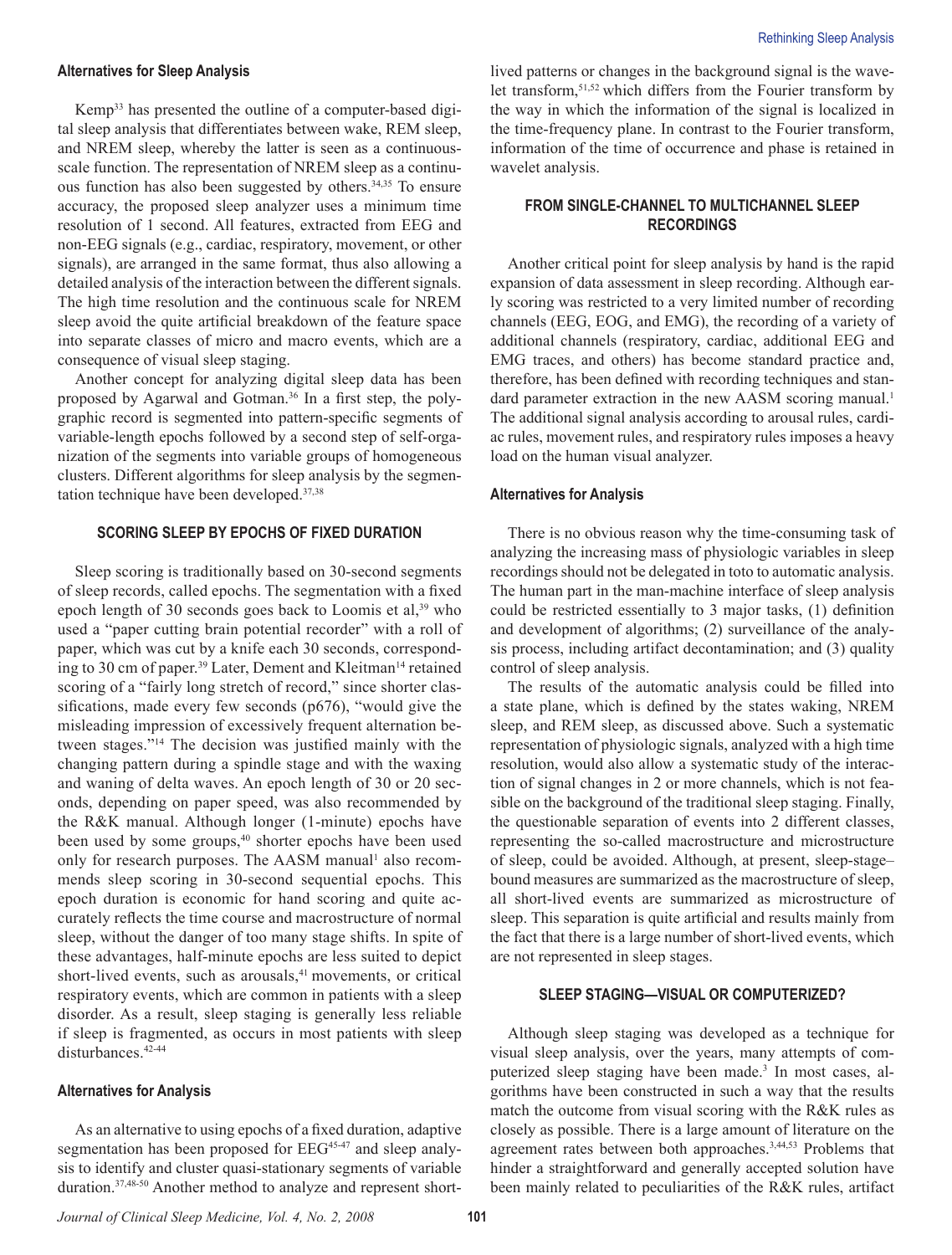### Alternatives for Sleep Analysis

Kemp[33] has presented the outline of a computer-based digital sleep analysis that differentiates between wake, REM sleep, and NREM sleep, whereby the latter is seen as a continuous-scale function. The representation of NREM sleep as a continuous function has also been suggested by others.[34,35] To ensure accuracy, the proposed sleep analyzer uses a minimum time resolution of 1 second. All features, extracted from EEG and non-EEG signals (e.g., cardiac, respiratory, movement, or other signals), are arranged in the same format, thus also allowing a detailed analysis of the interaction between the different signals. The high time resolution and the continuous scale for NREM sleep avoid the quite artificial breakdown of the feature space into separate classes of micro and macro events, which are a consequence of visual sleep staging.

Another concept for analyzing digital sleep data has been proposed by Agarwal and Gotman.[36] In a first step, the polygraphic record is segmented into pattern-specific segments of variable-length epochs followed by a second step of self-organization of the segments into variable groups of homogeneous clusters. Different algorithms for sleep analysis by the segmentation technique have been developed.[37,38]

## SCORING SLEEP BY EPOCHS OF FIXED DURATION

Sleep scoring is traditionally based on 30-second segments of sleep records, called epochs. The segmentation with a fixed epoch length of 30 seconds goes back to Loomis et al,[39] who used a "paper cutting brain potential recorder" with a roll of paper, which was cut by a knife each 30 seconds, corresponding to 30 cm of paper.[39] Later, Dement and Kleitman[14] retained scoring of a "fairly long stretch of record," since shorter classifications, made every few seconds (p676), "would give the misleading impression of excessively frequent alternation between stages."[14] The decision was justified mainly with the changing pattern during a spindle stage and with the waxing and waning of delta waves. An epoch length of 30 or 20 seconds, depending on paper speed, was also recommended by the R&K manual. Although longer (1-minute) epochs have been used by some groups,[40] shorter epochs have been used only for research purposes. The AASM manual[1] also recommends sleep scoring in 30-second sequential epochs. This epoch duration is economic for hand scoring and quite accurately reflects the time course and macrostructure of normal sleep, without the danger of too many stage shifts. In spite of these advantages, half-minute epochs are less suited to depict short-lived events, such as arousals,[41] movements, or critical respiratory events, which are common in patients with a sleep disorder. As a result, sleep staging is generally less reliable if sleep is fragmented, as occurs in most patients with sleep disturbances.[42-44]

### Alternatives for Analysis

As an alternative to using epochs of a fixed duration, adaptive segmentation has been proposed for EEG[45-47] and sleep analysis to identify and cluster quasi-stationary segments of variable duration.[37,48-50] Another method to analyze and represent short-lived patterns or changes in the background signal is the wavelet transform,[51,52] which differs from the Fourier transform by the way in which the information of the signal is localized in the time-frequency plane. In contrast to the Fourier transform, information of the time of occurrence and phase is retained in wavelet analysis.

## FROM SINGLE-CHANNEL TO MULTICHANNEL SLEEP RECORDINGS

Another critical point for sleep analysis by hand is the rapid expansion of data assessment in sleep recording. Although early scoring was restricted to a very limited number of recording channels (EEG, EOG, and EMG), the recording of a variety of additional channels (respiratory, cardiac, additional EEG and EMG traces, and others) has become standard practice and, therefore, has been defined with recording techniques and standard parameter extraction in the new AASM scoring manual.[1] The additional signal analysis according to arousal rules, cardiac rules, movement rules, and respiratory rules imposes a heavy load on the human visual analyzer.

### Alternatives for Analysis

There is no obvious reason why the time-consuming task of analyzing the increasing mass of physiologic variables in sleep recordings should not be delegated in toto to automatic analysis. The human part in the man-machine interface of sleep analysis could be restricted essentially to 3 major tasks, (1) definition and development of algorithms; (2) surveillance of the analysis process, including artifact decontamination; and (3) quality control of sleep analysis.

The results of the automatic analysis could be filled into a state plane, which is defined by the states waking, NREM sleep, and REM sleep, as discussed above. Such a systematic representation of physiologic signals, analyzed with a high time resolution, would also allow a systematic study of the interaction of signal changes in 2 or more channels, which is not feasible on the background of the traditional sleep staging. Finally, the questionable separation of events into 2 different classes, representing the so-called macrostructure and microstructure of sleep, could be avoided. Although, at present, sleep-stage–bound measures are summarized as the macrostructure of sleep, all short-lived events are summarized as microstructure of sleep. This separation is quite artificial and results mainly from the fact that there is a large number of short-lived events, which are not represented in sleep stages.

## SLEEP STAGING—VISUAL OR COMPUTERIZED?

Although sleep staging was developed as a technique for visual sleep analysis, over the years, many attempts of computerized sleep staging have been made.[3] In most cases, algorithms have been constructed in such a way that the results match the outcome from visual scoring with the R&K rules as closely as possible. There is a large amount of literature on the agreement rates between both approaches.[3,44,53] Problems that hinder a straightforward and generally accepted solution have been mainly related to peculiarities of the R&K rules, artifact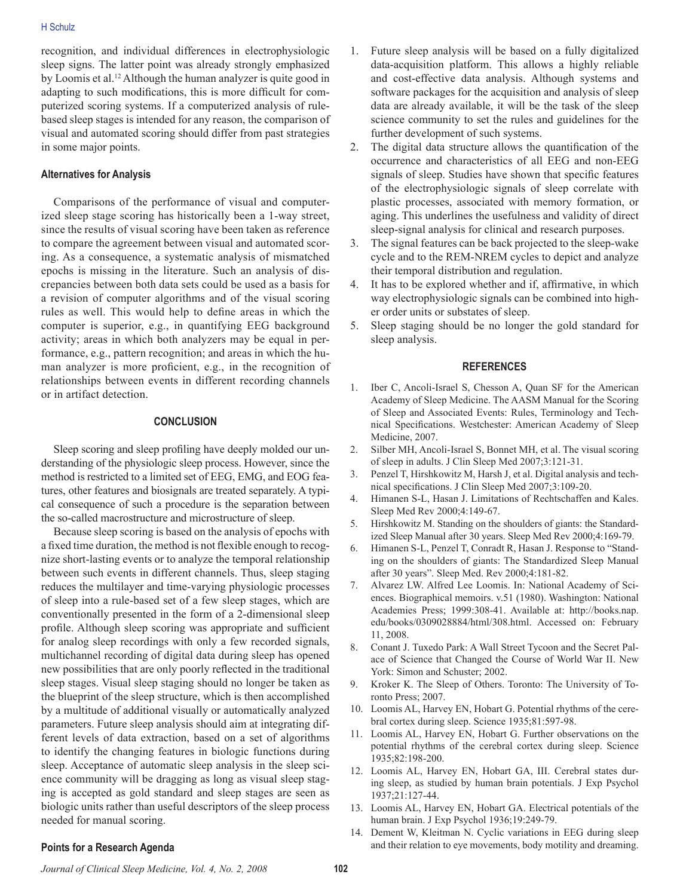recognition, and individual differences in electrophysiologic sleep signs. The latter point was already strongly emphasized by Loomis et al.[12] Although the human analyzer is quite good in adapting to such modifications, this is more difficult for computerized scoring systems. If a computerized analysis of rule-based sleep stages is intended for any reason, the comparison of visual and automated scoring should differ from past strategies in some major points.

### Alternatives for Analysis

Comparisons of the performance of visual and computerized sleep stage scoring has historically been a 1-way street, since the results of visual scoring have been taken as reference to compare the agreement between visual and automated scoring. As a consequence, a systematic analysis of mismatched epochs is missing in the literature. Such an analysis of discrepancies between both data sets could be used as a basis for a revision of computer algorithms and of the visual scoring rules as well. This would help to define areas in which the computer is superior, e.g., in quantifying EEG background activity; areas in which both analyzers may be equal in performance, e.g., pattern recognition; and areas in which the human analyzer is more proficient, e.g., in the recognition of relationships between events in different recording channels or in artifact detection.

## CONCLUSION

Sleep scoring and sleep profiling have deeply molded our understanding of the physiologic sleep process. However, since the method is restricted to a limited set of EEG, EMG, and EOG features, other features and biosignals are treated separately. A typical consequence of such a procedure is the separation between the so-called macrostructure and microstructure of sleep.

Because sleep scoring is based on the analysis of epochs with a fixed time duration, the method is not flexible enough to recognize short-lasting events or to analyze the temporal relationship between such events in different channels. Thus, sleep staging reduces the multilayer and time-varying physiologic processes of sleep into a rule-based set of a few sleep stages, which are conventionally presented in the form of a 2-dimensional sleep profile. Although sleep scoring was appropriate and sufficient for analog sleep recordings with only a few recorded signals, multichannel recording of digital data during sleep has opened new possibilities that are only poorly reflected in the traditional sleep stages. Visual sleep staging should no longer be taken as the blueprint of the sleep structure, which is then accomplished by a multitude of additional visually or automatically analyzed parameters. Future sleep analysis should aim at integrating different levels of data extraction, based on a set of algorithms to identify the changing features in biologic functions during sleep. Acceptance of automatic sleep analysis in the sleep science community will be dragging as long as visual sleep staging is accepted as gold standard and sleep stages are seen as biologic units rather than useful descriptors of the sleep process needed for manual scoring.

### Points for a Research Agenda

1. Future sleep analysis will be based on a fully digitalized data-acquisition platform. This allows a highly reliable and cost-effective data analysis. Although systems and software packages for the acquisition and analysis of sleep data are already available, it will be the task of the sleep science community to set the rules and guidelines for the further development of such systems.
2. The digital data structure allows the quantification of the occurrence and characteristics of all EEG and non-EEG signals of sleep. Studies have shown that specific features of the electrophysiologic signals of sleep correlate with plastic processes, associated with memory formation, or aging. This underlines the usefulness and validity of direct sleep-signal analysis for clinical and research purposes.
3. The signal features can be back projected to the sleep-wake cycle and to the REM-NREM cycles to depict and analyze their temporal distribution and regulation.
4. It has to be explored whether and if, affirmative, in which way electrophysiologic signals can be combined into higher order units or substates of sleep.
5. Sleep staging should be no longer the gold standard for sleep analysis.

## REFERENCES

1. Iber C, Ancoli-Israel S, Chesson A, Quan SF for the American Academy of Sleep Medicine. The AASM Manual for the Scoring of Sleep and Associated Events: Rules, Terminology and Technical Specifications. Westchester: American Academy of Sleep Medicine, 2007.
2. Silber MH, Ancoli-Israel S, Bonnet MH, et al. The visual scoring of sleep in adults. J Clin Sleep Med 2007;3:121-31.
3. Penzel T, Hirshkowitz M, Harsh J, et al. Digital analysis and technical specifications. J Clin Sleep Med 2007;3:109-20.
4. Himanen S-L, Hasan J. Limitations of Rechtschaffen and Kales. Sleep Med Rev 2000;4:149-67.
5. Hirshkowitz M. Standing on the shoulders of giants: the Standardized Sleep Manual after 30 years. Sleep Med Rev 2000;4:169-79.
6. Himanen S-L, Penzel T, Conradt R, Hasan J. Response to "Standing on the shoulders of giants: The Standardized Sleep Manual after 30 years". Sleep Med. Rev 2000;4:181-82.
7. Alvarez LW. Alfred Lee Loomis. In: National Academy of Sciences. Biographical memoirs. v.51 (1980). Washington: National Academies Press; 1999:308-41. Available at: http://books.nap.edu/books/0309028884/html/308.html. Accessed on: February 11, 2008.
8. Conant J. Tuxedo Park: A Wall Street Tycoon and the Secret Palace of Science that Changed the Course of World War II. New York: Simon and Schuster; 2002.
9. Kroker K. The Sleep of Others. Toronto: The University of Toronto Press; 2007.
10. Loomis AL, Harvey EN, Hobart G. Potential rhythms of the cerebral cortex during sleep. Science 1935;81:597-98.
11. Loomis AL, Harvey EN, Hobart G. Further observations on the potential rhythms of the cerebral cortex during sleep. Science 1935;82:198-200.
12. Loomis AL, Harvey EN, Hobart GA, III. Cerebral states during sleep, as studied by human brain potentials. J Exp Psychol 1937;21:127-44.
13. Loomis AL, Harvey EN, Hobart GA. Electrical potentials of the human brain. J Exp Psychol 1936;19:249-79.
14. Dement W, Kleitman N. Cyclic variations in EEG during sleep and their relation to eye movements, body motility and dreaming.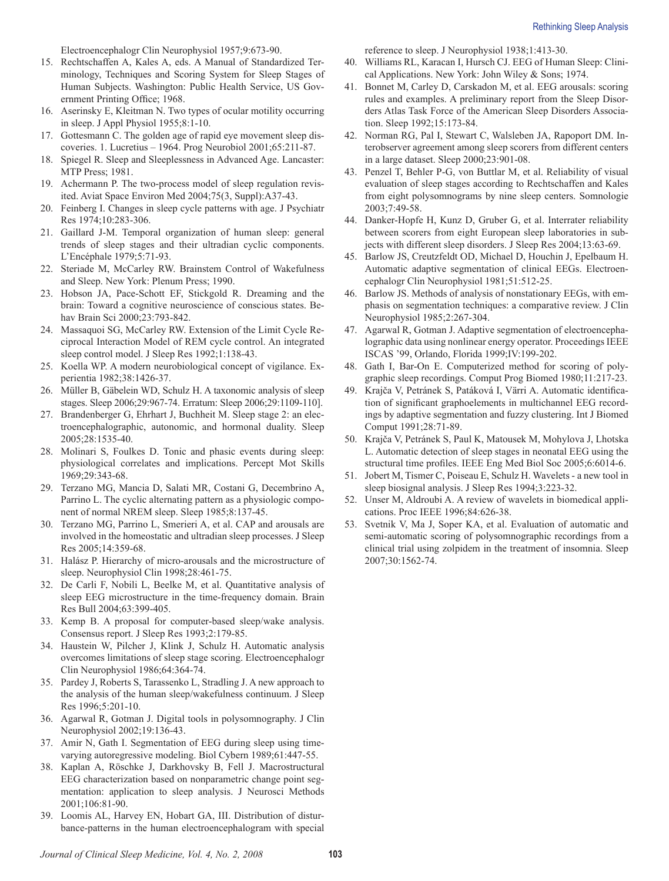Electroencephalogr Clin Neurophysiol 1957;9:673-90.

15. Rechtschaffen A, Kales A, eds. A Manual of Standardized Terminology, Techniques and Scoring System for Sleep Stages of Human Subjects. Washington: Public Health Service, US Government Printing Office; 1968.
16. Aserinsky E, Kleitman N. Two types of ocular motility occurring in sleep. J Appl Physiol 1955;8:1-10.
17. Gottesmann C. The golden age of rapid eye movement sleep discoveries. 1. Lucretius – 1964. Prog Neurobiol 2001;65:211-87.
18. Spiegel R. Sleep and Sleeplessness in Advanced Age. Lancaster: MTP Press; 1981.
19. Achermann P. The two-process model of sleep regulation revisited. Aviat Space Environ Med 2004;75(3, Suppl):A37-43.
20. Feinberg I. Changes in sleep cycle patterns with age. J Psychiatr Res 1974;10:283-306.
21. Gaillard J-M. Temporal organization of human sleep: general trends of sleep stages and their ultradian cyclic components. L'Encéphale 1979;5:71-93.
22. Steriade M, McCarley RW. Brainstem Control of Wakefulness and Sleep. New York: Plenum Press; 1990.
23. Hobson JA, Pace-Schott EF, Stickgold R. Dreaming and the brain: Toward a cognitive neuroscience of conscious states. Behav Brain Sci 2000;23:793-842.
24. Massaquoi SG, McCarley RW. Extension of the Limit Cycle Reciprocal Interaction Model of REM cycle control. An integrated sleep control model. J Sleep Res 1992;1:138-43.
25. Koella WP. A modern neurobiological concept of vigilance. Experientia 1982;38:1426-37.
26. Müller B, Gäbelein WD, Schulz H. A taxonomic analysis of sleep stages. Sleep 2006;29:967-74. Erratum: Sleep 2006;29:1109-110].
27. Brandenberger G, Ehrhart J, Buchheit M. Sleep stage 2: an electroencephalographic, autonomic, and hormonal duality. Sleep 2005;28:1535-40.
28. Molinari S, Foulkes D. Tonic and phasic events during sleep: physiological correlates and implications. Percept Mot Skills 1969;29:343-68.
29. Terzano MG, Mancia D, Salati MR, Costani G, Decembrino A, Parrino L. The cyclic alternating pattern as a physiologic component of normal NREM sleep. Sleep 1985;8:137-45.
30. Terzano MG, Parrino L, Smerieri A, et al. CAP and arousals are involved in the homeostatic and ultradian sleep processes. J Sleep Res 2005;14:359-68.
31. Halász P. Hierarchy of micro-arousals and the microstructure of sleep. Neurophysiol Clin 1998;28:461-75.
32. De Carli F, Nobili L, Beelke M, et al. Quantitative analysis of sleep EEG microstructure in the time-frequency domain. Brain Res Bull 2004;63:399-405.
33. Kemp B. A proposal for computer-based sleep/wake analysis. Consensus report. J Sleep Res 1993;2:179-85.
34. Haustein W, Pilcher J, Klink J, Schulz H. Automatic analysis overcomes limitations of sleep stage scoring. Electroencephalogr Clin Neurophysiol 1986;64:364-74.
35. Pardey J, Roberts S, Tarassenko L, Stradling J. A new approach to the analysis of the human sleep/wakefulness continuum. J Sleep Res 1996;5:201-10.
36. Agarwal R, Gotman J. Digital tools in polysomnography. J Clin Neurophysiol 2002;19:136-43.
37. Amir N, Gath I. Segmentation of EEG during sleep using time-varying autoregressive modeling. Biol Cybern 1989;61:447-55.
38. Kaplan A, Röschke J, Darkhovsky B, Fell J. Macrostructural EEG characterization based on nonparametric change point segmentation: application to sleep analysis. J Neurosci Methods 2001;106:81-90.
39. Loomis AL, Harvey EN, Hobart GA, III. Distribution of disturbance-patterns in the human electroencephalogram with special reference to sleep. J Neurophysiol 1938;1:413-30.
40. Williams RL, Karacan I, Hursch CJ. EEG of Human Sleep: Clinical Applications. New York: John Wiley & Sons; 1974.
41. Bonnet M, Carley D, Carskadon M, et al. EEG arousals: scoring rules and examples. A preliminary report from the Sleep Disorders Atlas Task Force of the American Sleep Disorders Association. Sleep 1992;15:173-84.
42. Norman RG, Pal I, Stewart C, Walsleben JA, Rapoport DM. Interobserver agreement among sleep scorers from different centers in a large dataset. Sleep 2000;23:901-08.
43. Penzel T, Behler P-G, von Buttlar M, et al. Reliability of visual evaluation of sleep stages according to Rechtschaffen and Kales from eight polysomnograms by nine sleep centers. Somnologie 2003;7:49-58.
44. Danker-Hopfe H, Kunz D, Gruber G, et al. Interrater reliability between scorers from eight European sleep laboratories in subjects with different sleep disorders. J Sleep Res 2004;13:63-69.
45. Barlow JS, Creutzfeldt OD, Michael D, Houchin J, Epelbaum H. Automatic adaptive segmentation of clinical EEGs. Electroencephalogr Clin Neurophysiol 1981;51:512-25.
46. Barlow JS. Methods of analysis of nonstationary EEGs, with emphasis on segmentation techniques: a comparative review. J Clin Neurophysiol 1985;2:267-304.
47. Agarwal R, Gotman J. Adaptive segmentation of electroencephalographic data using nonlinear energy operator. Proceedings IEEE ISCAS '99, Orlando, Florida 1999;IV:199-202.
48. Gath I, Bar-On E. Computerized method for scoring of polygraphic sleep recordings. Comput Prog Biomed 1980;11:217-23.
49. Krajča V, Petránek S, Patáková I, Värri A. Automatic identification of significant graphoelements in multichannel EEG recordings by adaptive segmentation and fuzzy clustering. Int J Biomed Comput 1991;28:71-89.
50. Krajča V, Petránek S, Paul K, Matousek M, Mohylova J, Lhotska L. Automatic detection of sleep stages in neonatal EEG using the structural time profiles. IEEE Eng Med Biol Soc 2005;6:6014-6.
51. Jobert M, Tismer C, Poiseau E, Schulz H. Wavelets - a new tool in sleep biosignal analysis. J Sleep Res 1994;3:223-32.
52. Unser M, Aldroubi A. A review of wavelets in biomedical applications. Proc IEEE 1996;84:626-38.
53. Svetnik V, Ma J, Soper KA, et al. Evaluation of automatic and semi-automatic scoring of polysomnographic recordings from a clinical trial using zolpidem in the treatment of insomnia. Sleep 2007;30:1562-74.